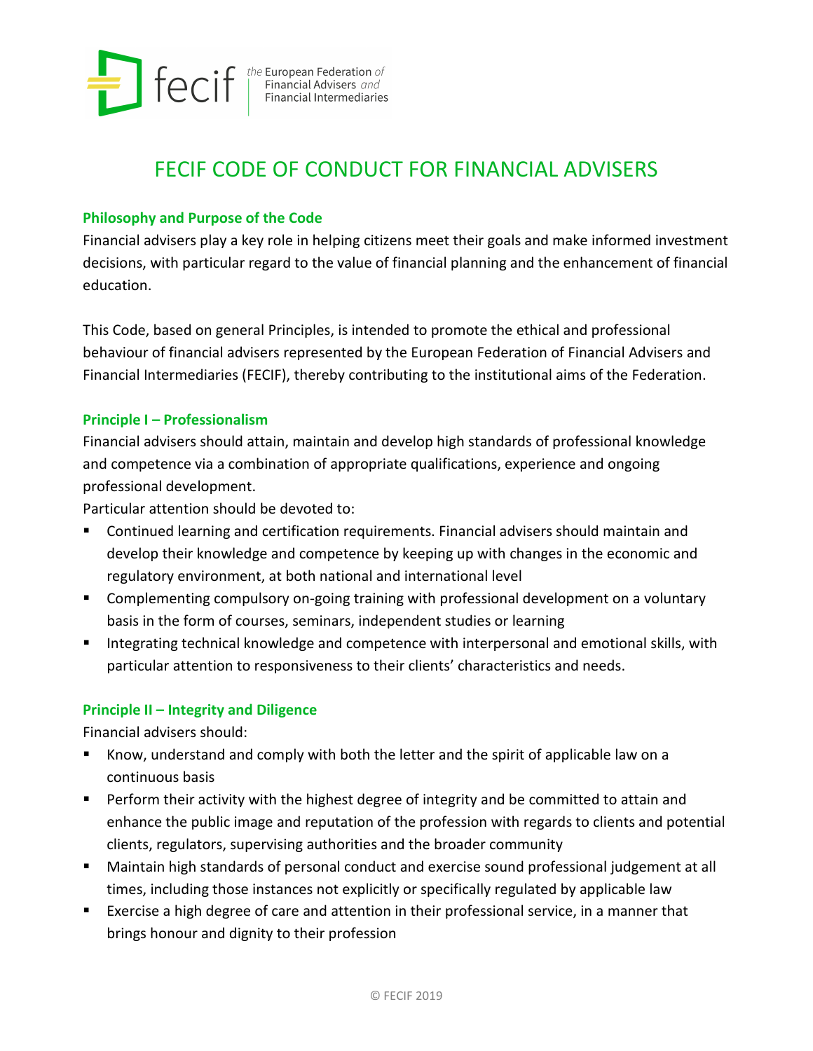fecif — *the* European Federation *of* Financial Advisers *and* Financial Intermediaries

# FECIF CODE OF CONDUCT FOR FINANCIAL ADVISERS

## Philosophy and Purpose of the Code

Financial advisers play a key role in helping citizens meet their goals and make informed investment decisions, with particular regard to the value of financial planning and the enhancement of financial education.

This Code, based on general Principles, is intended to promote the ethical and professional behaviour of financial advisers represented by the European Federation of Financial Advisers and Financial Intermediaries (FECIF), thereby contributing to the institutional aims of the Federation.

## Principle I – Professionalism

Financial advisers should attain, maintain and develop high standards of professional knowledge and competence via a combination of appropriate qualifications, experience and ongoing professional development.

Particular attention should be devoted to:

- Continued learning and certification requirements. Financial advisers should maintain and develop their knowledge and competence by keeping up with changes in the economic and regulatory environment, at both national and international level
- Complementing compulsory on-going training with professional development on a voluntary basis in the form of courses, seminars, independent studies or learning
- Integrating technical knowledge and competence with interpersonal and emotional skills, with particular attention to responsiveness to their clients' characteristics and needs.

## Principle II – Integrity and Diligence

Financial advisers should:

- Know, understand and comply with both the letter and the spirit of applicable law on a continuous basis
- Perform their activity with the highest degree of integrity and be committed to attain and enhance the public image and reputation of the profession with regards to clients and potential clients, regulators, supervising authorities and the broader community
- Maintain high standards of personal conduct and exercise sound professional judgement at all times, including those instances not explicitly or specifically regulated by applicable law
- Exercise a high degree of care and attention in their professional service, in a manner that brings honour and dignity to their profession

© FECIF 2019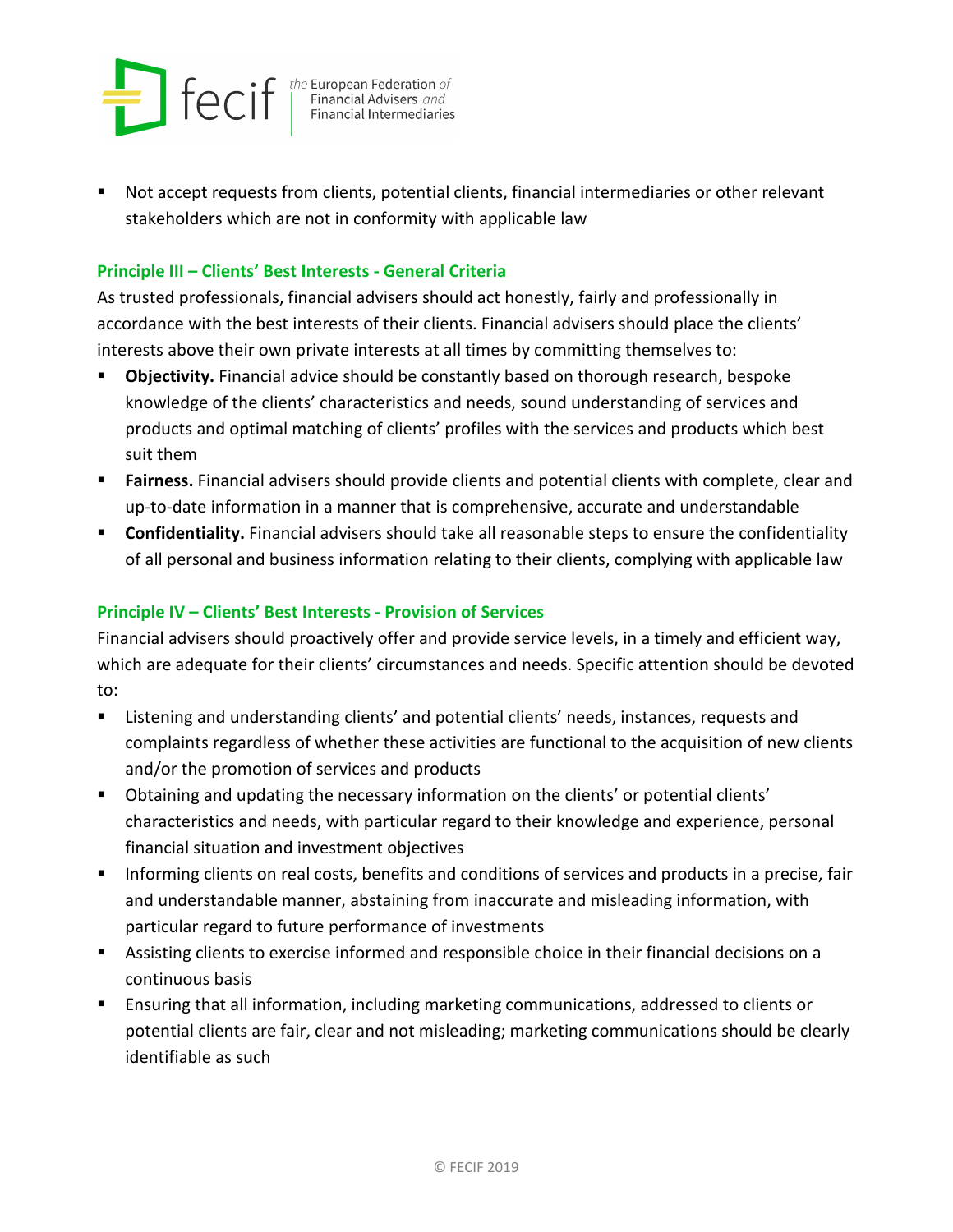- Not accept requests from clients, potential clients, financial intermediaries or other relevant stakeholders which are not in conformity with applicable law

### Principle III – Clients' Best Interests - General Criteria

As trusted professionals, financial advisers should act honestly, fairly and professionally in accordance with the best interests of their clients. Financial advisers should place the clients' interests above their own private interests at all times by committing themselves to:

- **Objectivity.** Financial advice should be constantly based on thorough research, bespoke knowledge of the clients' characteristics and needs, sound understanding of services and products and optimal matching of clients' profiles with the services and products which best suit them
- **Fairness.** Financial advisers should provide clients and potential clients with complete, clear and up-to-date information in a manner that is comprehensive, accurate and understandable
- **Confidentiality.** Financial advisers should take all reasonable steps to ensure the confidentiality of all personal and business information relating to their clients, complying with applicable law

### Principle IV – Clients' Best Interests - Provision of Services

Financial advisers should proactively offer and provide service levels, in a timely and efficient way, which are adequate for their clients' circumstances and needs. Specific attention should be devoted to:

- Listening and understanding clients' and potential clients' needs, instances, requests and complaints regardless of whether these activities are functional to the acquisition of new clients and/or the promotion of services and products
- Obtaining and updating the necessary information on the clients' or potential clients' characteristics and needs, with particular regard to their knowledge and experience, personal financial situation and investment objectives
- Informing clients on real costs, benefits and conditions of services and products in a precise, fair and understandable manner, abstaining from inaccurate and misleading information, with particular regard to future performance of investments
- Assisting clients to exercise informed and responsible choice in their financial decisions on a continuous basis
- Ensuring that all information, including marketing communications, addressed to clients or potential clients are fair, clear and not misleading; marketing communications should be clearly identifiable as such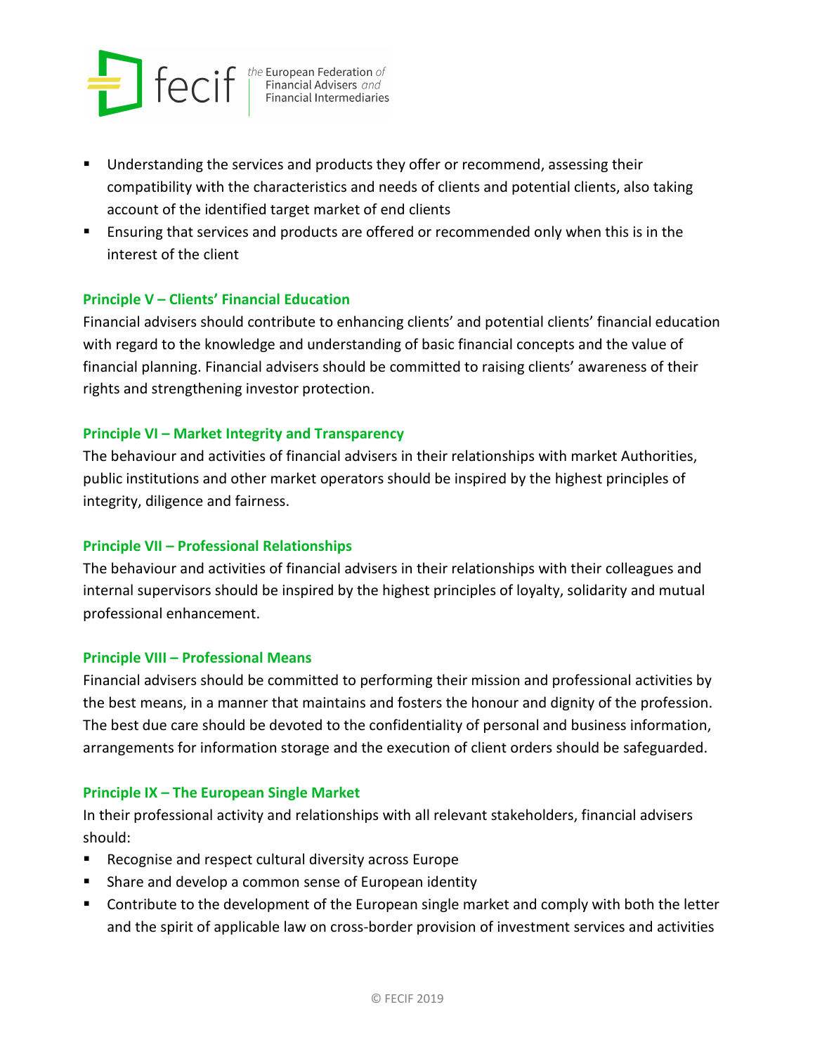- Understanding the services and products they offer or recommend, assessing their compatibility with the characteristics and needs of clients and potential clients, also taking account of the identified target market of end clients
- Ensuring that services and products are offered or recommended only when this is in the interest of the client

### Principle V – Clients' Financial Education

Financial advisers should contribute to enhancing clients' and potential clients' financial education with regard to the knowledge and understanding of basic financial concepts and the value of financial planning. Financial advisers should be committed to raising clients' awareness of their rights and strengthening investor protection.

### Principle VI – Market Integrity and Transparency

The behaviour and activities of financial advisers in their relationships with market Authorities, public institutions and other market operators should be inspired by the highest principles of integrity, diligence and fairness.

### Principle VII – Professional Relationships

The behaviour and activities of financial advisers in their relationships with their colleagues and internal supervisors should be inspired by the highest principles of loyalty, solidarity and mutual professional enhancement.

### Principle VIII – Professional Means

Financial advisers should be committed to performing their mission and professional activities by the best means, in a manner that maintains and fosters the honour and dignity of the profession. The best due care should be devoted to the confidentiality of personal and business information, arrangements for information storage and the execution of client orders should be safeguarded.

### Principle IX – The European Single Market

In their professional activity and relationships with all relevant stakeholders, financial advisers should:

- Recognise and respect cultural diversity across Europe
- Share and develop a common sense of European identity
- Contribute to the development of the European single market and comply with both the letter and the spirit of applicable law on cross-border provision of investment services and activities

© FECIF 2019